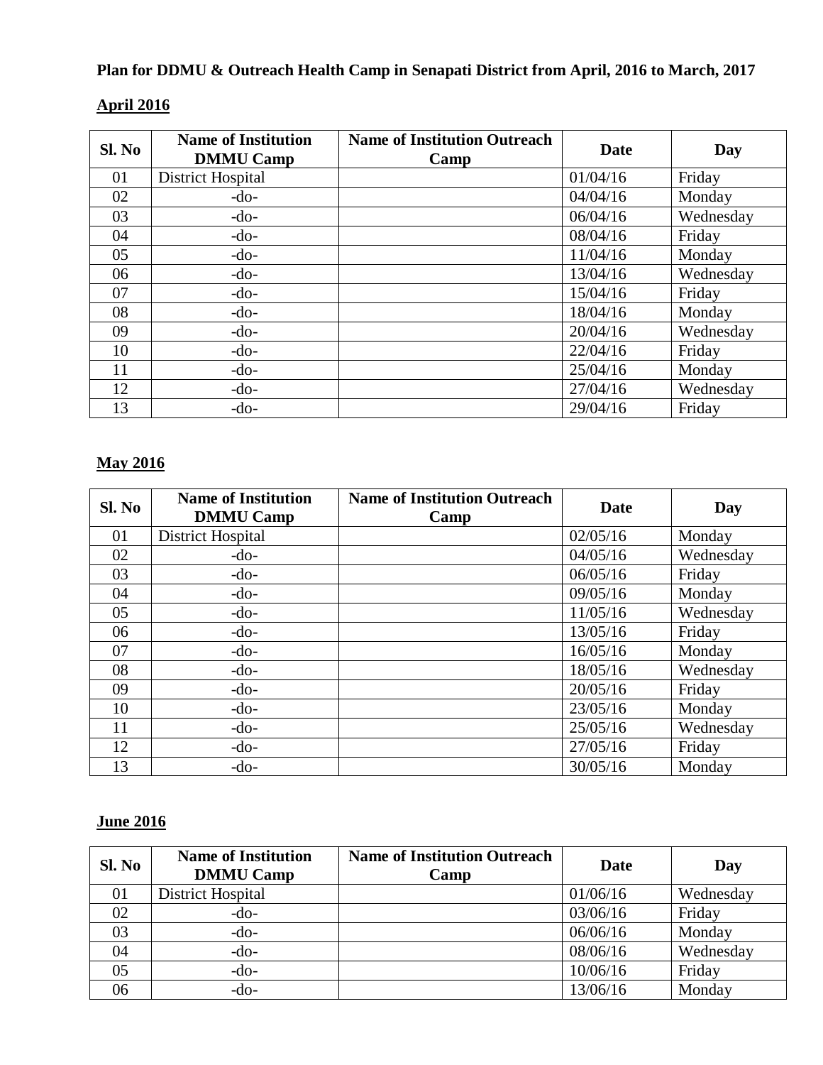**Plan for DDMU & Outreach Health Camp in Senapati District from April, 2016 to March, 2017**

**April 2016**

| Sl. No | Name of Institution DMMU Camp | Name of Institution Outreach Camp | Date | Day |
|---|---|---|---|---|
| 01 | District Hospital | | 01/04/16 | Friday |
| 02 | -do- | | 04/04/16 | Monday |
| 03 | -do- | | 06/04/16 | Wednesday |
| 04 | -do- | | 08/04/16 | Friday |
| 05 | -do- | | 11/04/16 | Monday |
| 06 | -do- | | 13/04/16 | Wednesday |
| 07 | -do- | | 15/04/16 | Friday |
| 08 | -do- | | 18/04/16 | Monday |
| 09 | -do- | | 20/04/16 | Wednesday |
| 10 | -do- | | 22/04/16 | Friday |
| 11 | -do- | | 25/04/16 | Monday |
| 12 | -do- | | 27/04/16 | Wednesday |
| 13 | -do- | | 29/04/16 | Friday |

**May 2016**

| Sl. No | Name of Institution DMMU Camp | Name of Institution Outreach Camp | Date | Day |
|---|---|---|---|---|
| 01 | District Hospital | | 02/05/16 | Monday |
| 02 | -do- | | 04/05/16 | Wednesday |
| 03 | -do- | | 06/05/16 | Friday |
| 04 | -do- | | 09/05/16 | Monday |
| 05 | -do- | | 11/05/16 | Wednesday |
| 06 | -do- | | 13/05/16 | Friday |
| 07 | -do- | | 16/05/16 | Monday |
| 08 | -do- | | 18/05/16 | Wednesday |
| 09 | -do- | | 20/05/16 | Friday |
| 10 | -do- | | 23/05/16 | Monday |
| 11 | -do- | | 25/05/16 | Wednesday |
| 12 | -do- | | 27/05/16 | Friday |
| 13 | -do- | | 30/05/16 | Monday |

**June 2016**

| Sl. No | Name of Institution DMMU Camp | Name of Institution Outreach Camp | Date | Day |
|---|---|---|---|---|
| 01 | District Hospital | | 01/06/16 | Wednesday |
| 02 | -do- | | 03/06/16 | Friday |
| 03 | -do- | | 06/06/16 | Monday |
| 04 | -do- | | 08/06/16 | Wednesday |
| 05 | -do- | | 10/06/16 | Friday |
| 06 | -do- | | 13/06/16 | Monday |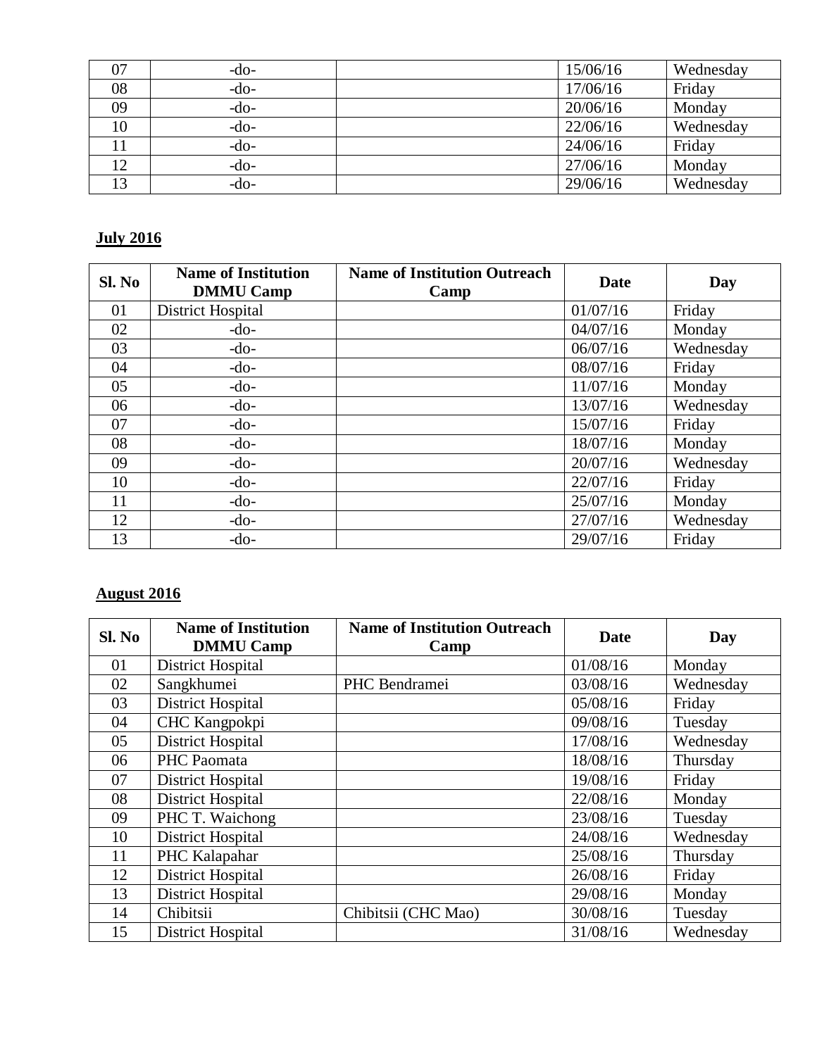| 07 | -do- | | 15/06/16 | Wednesday |
|---|---|---|---|---|
| 08 | -do- | | 17/06/16 | Friday |
| 09 | -do- | | 20/06/16 | Monday |
| 10 | -do- | | 22/06/16 | Wednesday |
| 11 | -do- | | 24/06/16 | Friday |
| 12 | -do- | | 27/06/16 | Monday |
| 13 | -do- | | 29/06/16 | Wednesday |

**July 2016**

| Sl. No | Name of Institution DMMU Camp | Name of Institution Outreach Camp | Date | Day |
|---|---|---|---|---|
| 01 | District Hospital | | 01/07/16 | Friday |
| 02 | -do- | | 04/07/16 | Monday |
| 03 | -do- | | 06/07/16 | Wednesday |
| 04 | -do- | | 08/07/16 | Friday |
| 05 | -do- | | 11/07/16 | Monday |
| 06 | -do- | | 13/07/16 | Wednesday |
| 07 | -do- | | 15/07/16 | Friday |
| 08 | -do- | | 18/07/16 | Monday |
| 09 | -do- | | 20/07/16 | Wednesday |
| 10 | -do- | | 22/07/16 | Friday |
| 11 | -do- | | 25/07/16 | Monday |
| 12 | -do- | | 27/07/16 | Wednesday |
| 13 | -do- | | 29/07/16 | Friday |

**August 2016**

| Sl. No | Name of Institution DMMU Camp | Name of Institution Outreach Camp | Date | Day |
|---|---|---|---|---|
| 01 | District Hospital | | 01/08/16 | Monday |
| 02 | Sangkhumei | PHC Bendramei | 03/08/16 | Wednesday |
| 03 | District Hospital | | 05/08/16 | Friday |
| 04 | CHC Kangpokpi | | 09/08/16 | Tuesday |
| 05 | District Hospital | | 17/08/16 | Wednesday |
| 06 | PHC Paomata | | 18/08/16 | Thursday |
| 07 | District Hospital | | 19/08/16 | Friday |
| 08 | District Hospital | | 22/08/16 | Monday |
| 09 | PHC T. Waichong | | 23/08/16 | Tuesday |
| 10 | District Hospital | | 24/08/16 | Wednesday |
| 11 | PHC Kalapahar | | 25/08/16 | Thursday |
| 12 | District Hospital | | 26/08/16 | Friday |
| 13 | District Hospital | | 29/08/16 | Monday |
| 14 | Chibitsii | Chibitsii (CHC Mao) | 30/08/16 | Tuesday |
| 15 | District Hospital | | 31/08/16 | Wednesday |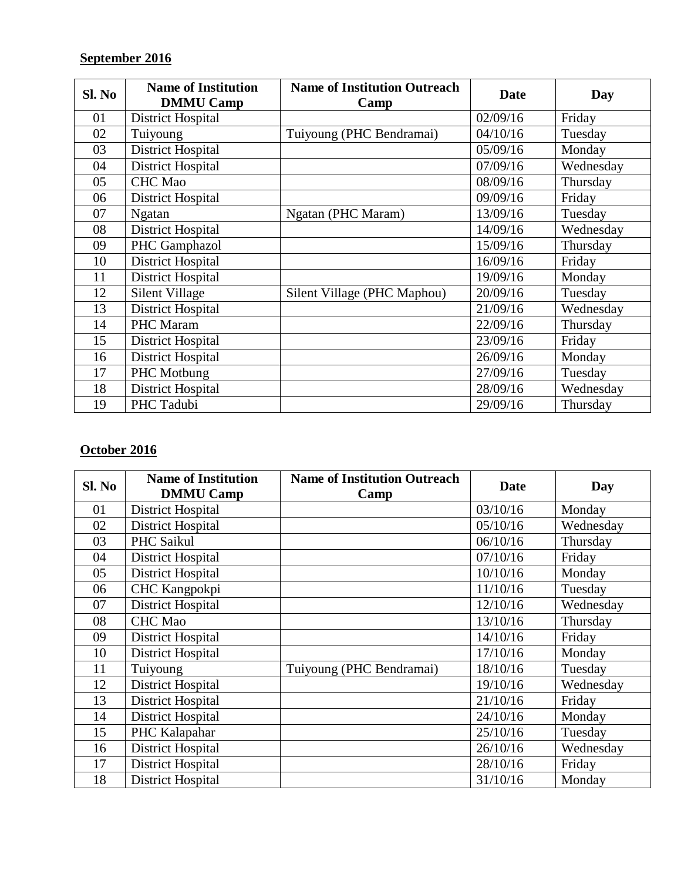**September 2016**

| Sl. No | Name of Institution DMMU Camp | Name of Institution Outreach Camp | Date | Day |
|---|---|---|---|---|
| 01 | District Hospital | | 02/09/16 | Friday |
| 02 | Tuiyoung | Tuiyoung (PHC Bendramai) | 04/10/16 | Tuesday |
| 03 | District Hospital | | 05/09/16 | Monday |
| 04 | District Hospital | | 07/09/16 | Wednesday |
| 05 | CHC Mao | | 08/09/16 | Thursday |
| 06 | District Hospital | | 09/09/16 | Friday |
| 07 | Ngatan | Ngatan (PHC Maram) | 13/09/16 | Tuesday |
| 08 | District Hospital | | 14/09/16 | Wednesday |
| 09 | PHC Gamphazol | | 15/09/16 | Thursday |
| 10 | District Hospital | | 16/09/16 | Friday |
| 11 | District Hospital | | 19/09/16 | Monday |
| 12 | Silent Village | Silent Village (PHC Maphou) | 20/09/16 | Tuesday |
| 13 | District Hospital | | 21/09/16 | Wednesday |
| 14 | PHC Maram | | 22/09/16 | Thursday |
| 15 | District Hospital | | 23/09/16 | Friday |
| 16 | District Hospital | | 26/09/16 | Monday |
| 17 | PHC Motbung | | 27/09/16 | Tuesday |
| 18 | District Hospital | | 28/09/16 | Wednesday |
| 19 | PHC Tadubi | | 29/09/16 | Thursday |

**October 2016**

| Sl. No | Name of Institution DMMU Camp | Name of Institution Outreach Camp | Date | Day |
|---|---|---|---|---|
| 01 | District Hospital | | 03/10/16 | Monday |
| 02 | District Hospital | | 05/10/16 | Wednesday |
| 03 | PHC Saikul | | 06/10/16 | Thursday |
| 04 | District Hospital | | 07/10/16 | Friday |
| 05 | District Hospital | | 10/10/16 | Monday |
| 06 | CHC Kangpokpi | | 11/10/16 | Tuesday |
| 07 | District Hospital | | 12/10/16 | Wednesday |
| 08 | CHC Mao | | 13/10/16 | Thursday |
| 09 | District Hospital | | 14/10/16 | Friday |
| 10 | District Hospital | | 17/10/16 | Monday |
| 11 | Tuiyoung | Tuiyoung (PHC Bendramai) | 18/10/16 | Tuesday |
| 12 | District Hospital | | 19/10/16 | Wednesday |
| 13 | District Hospital | | 21/10/16 | Friday |
| 14 | District Hospital | | 24/10/16 | Monday |
| 15 | PHC Kalapahar | | 25/10/16 | Tuesday |
| 16 | District Hospital | | 26/10/16 | Wednesday |
| 17 | District Hospital | | 28/10/16 | Friday |
| 18 | District Hospital | | 31/10/16 | Monday |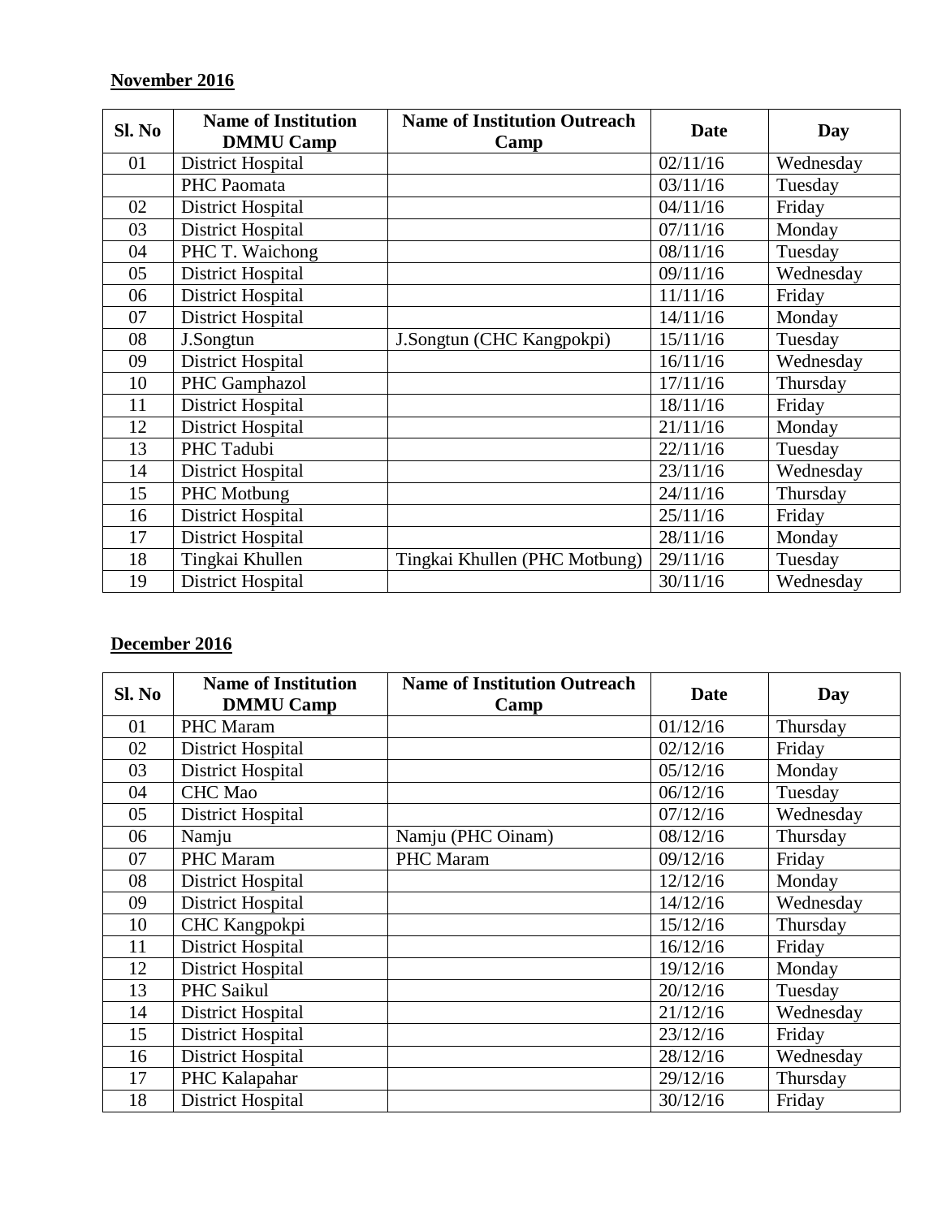**November 2016**

| Sl. No | Name of Institution DMMU Camp | Name of Institution Outreach Camp | Date | Day |
|---|---|---|---|---|
| 01 | District Hospital | | 02/11/16 | Wednesday |
| | PHC Paomata | | 03/11/16 | Tuesday |
| 02 | District Hospital | | 04/11/16 | Friday |
| 03 | District Hospital | | 07/11/16 | Monday |
| 04 | PHC T. Waichong | | 08/11/16 | Tuesday |
| 05 | District Hospital | | 09/11/16 | Wednesday |
| 06 | District Hospital | | 11/11/16 | Friday |
| 07 | District Hospital | | 14/11/16 | Monday |
| 08 | J.Songtun | J.Songtun (CHC Kangpokpi) | 15/11/16 | Tuesday |
| 09 | District Hospital | | 16/11/16 | Wednesday |
| 10 | PHC Gamphazol | | 17/11/16 | Thursday |
| 11 | District Hospital | | 18/11/16 | Friday |
| 12 | District Hospital | | 21/11/16 | Monday |
| 13 | PHC Tadubi | | 22/11/16 | Tuesday |
| 14 | District Hospital | | 23/11/16 | Wednesday |
| 15 | PHC Motbung | | 24/11/16 | Thursday |
| 16 | District Hospital | | 25/11/16 | Friday |
| 17 | District Hospital | | 28/11/16 | Monday |
| 18 | Tingkai Khullen | Tingkai Khullen (PHC Motbung) | 29/11/16 | Tuesday |
| 19 | District Hospital | | 30/11/16 | Wednesday |

**December 2016**

| Sl. No | Name of Institution DMMU Camp | Name of Institution Outreach Camp | Date | Day |
|---|---|---|---|---|
| 01 | PHC Maram | | 01/12/16 | Thursday |
| 02 | District Hospital | | 02/12/16 | Friday |
| 03 | District Hospital | | 05/12/16 | Monday |
| 04 | CHC Mao | | 06/12/16 | Tuesday |
| 05 | District Hospital | | 07/12/16 | Wednesday |
| 06 | Namju | Namju (PHC Oinam) | 08/12/16 | Thursday |
| 07 | PHC Maram | PHC Maram | 09/12/16 | Friday |
| 08 | District Hospital | | 12/12/16 | Monday |
| 09 | District Hospital | | 14/12/16 | Wednesday |
| 10 | CHC Kangpokpi | | 15/12/16 | Thursday |
| 11 | District Hospital | | 16/12/16 | Friday |
| 12 | District Hospital | | 19/12/16 | Monday |
| 13 | PHC Saikul | | 20/12/16 | Tuesday |
| 14 | District Hospital | | 21/12/16 | Wednesday |
| 15 | District Hospital | | 23/12/16 | Friday |
| 16 | District Hospital | | 28/12/16 | Wednesday |
| 17 | PHC Kalapahar | | 29/12/16 | Thursday |
| 18 | District Hospital | | 30/12/16 | Friday |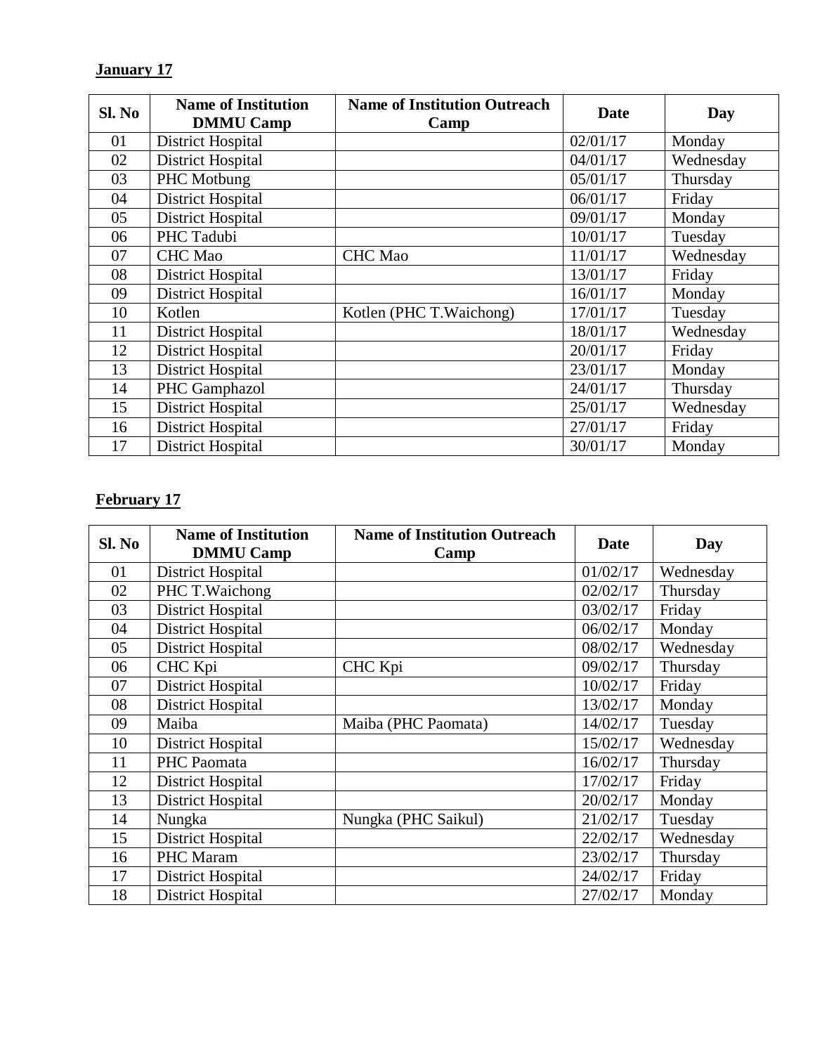**January 17**

| Sl. No | Name of Institution DMMU Camp | Name of Institution Outreach Camp | Date | Day |
|---|---|---|---|---|
| 01 | District Hospital | | 02/01/17 | Monday |
| 02 | District Hospital | | 04/01/17 | Wednesday |
| 03 | PHC Motbung | | 05/01/17 | Thursday |
| 04 | District Hospital | | 06/01/17 | Friday |
| 05 | District Hospital | | 09/01/17 | Monday |
| 06 | PHC Tadubi | | 10/01/17 | Tuesday |
| 07 | CHC Mao | CHC Mao | 11/01/17 | Wednesday |
| 08 | District Hospital | | 13/01/17 | Friday |
| 09 | District Hospital | | 16/01/17 | Monday |
| 10 | Kotlen | Kotlen (PHC T.Waichong) | 17/01/17 | Tuesday |
| 11 | District Hospital | | 18/01/17 | Wednesday |
| 12 | District Hospital | | 20/01/17 | Friday |
| 13 | District Hospital | | 23/01/17 | Monday |
| 14 | PHC Gamphazol | | 24/01/17 | Thursday |
| 15 | District Hospital | | 25/01/17 | Wednesday |
| 16 | District Hospital | | 27/01/17 | Friday |
| 17 | District Hospital | | 30/01/17 | Monday |

**February 17**

| Sl. No | Name of Institution DMMU Camp | Name of Institution Outreach Camp | Date | Day |
|---|---|---|---|---|
| 01 | District Hospital | | 01/02/17 | Wednesday |
| 02 | PHC T.Waichong | | 02/02/17 | Thursday |
| 03 | District Hospital | | 03/02/17 | Friday |
| 04 | District Hospital | | 06/02/17 | Monday |
| 05 | District Hospital | | 08/02/17 | Wednesday |
| 06 | CHC Kpi | CHC Kpi | 09/02/17 | Thursday |
| 07 | District Hospital | | 10/02/17 | Friday |
| 08 | District Hospital | | 13/02/17 | Monday |
| 09 | Maiba | Maiba (PHC Paomata) | 14/02/17 | Tuesday |
| 10 | District Hospital | | 15/02/17 | Wednesday |
| 11 | PHC Paomata | | 16/02/17 | Thursday |
| 12 | District Hospital | | 17/02/17 | Friday |
| 13 | District Hospital | | 20/02/17 | Monday |
| 14 | Nungka | Nungka (PHC Saikul) | 21/02/17 | Tuesday |
| 15 | District Hospital | | 22/02/17 | Wednesday |
| 16 | PHC Maram | | 23/02/17 | Thursday |
| 17 | District Hospital | | 24/02/17 | Friday |
| 18 | District Hospital | | 27/02/17 | Monday |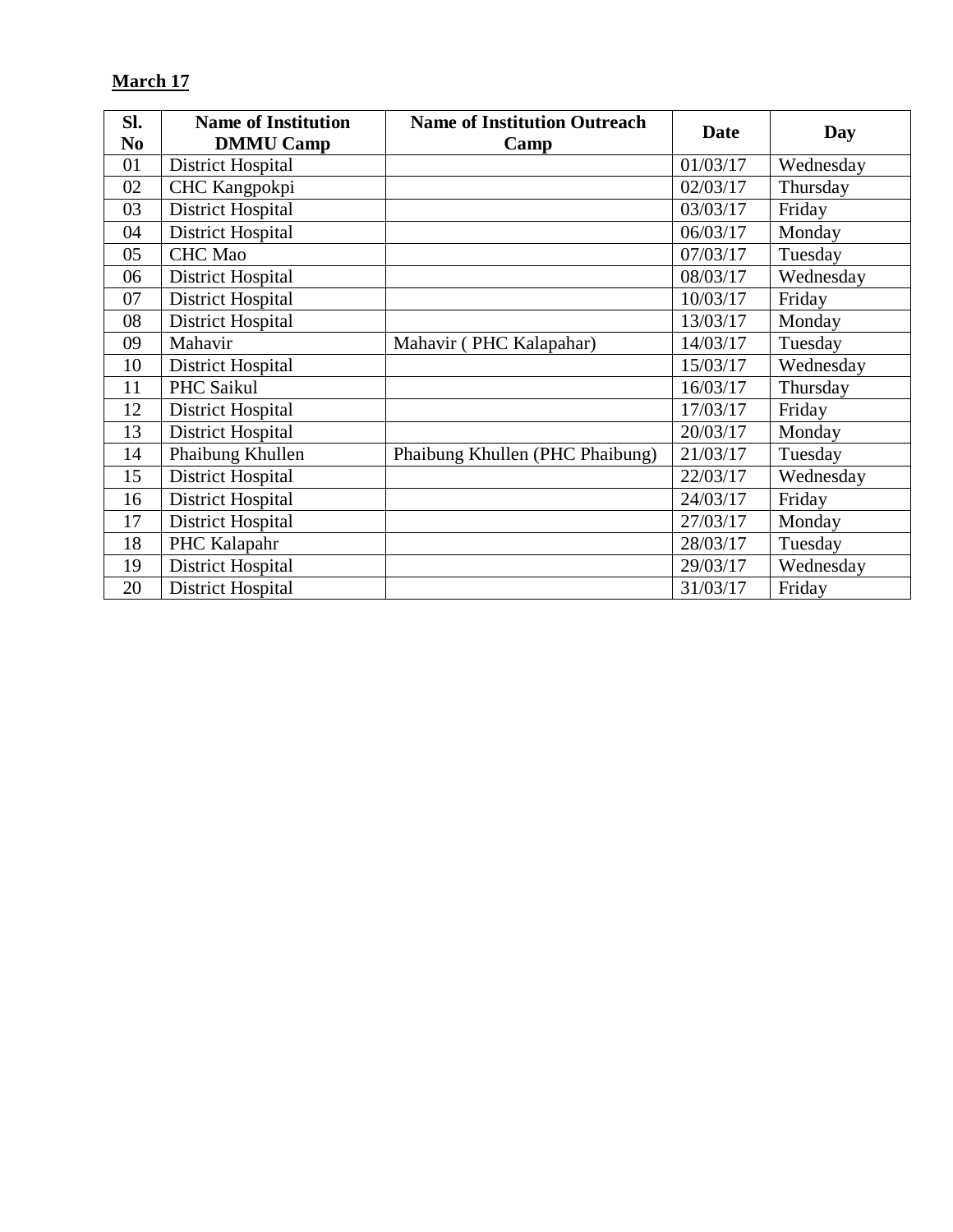**March 17**

| Sl. No | Name of Institution DMMU Camp | Name of Institution Outreach Camp | Date | Day |
|---|---|---|---|---|
| 01 | District Hospital | | 01/03/17 | Wednesday |
| 02 | CHC Kangpokpi | | 02/03/17 | Thursday |
| 03 | District Hospital | | 03/03/17 | Friday |
| 04 | District Hospital | | 06/03/17 | Monday |
| 05 | CHC Mao | | 07/03/17 | Tuesday |
| 06 | District Hospital | | 08/03/17 | Wednesday |
| 07 | District Hospital | | 10/03/17 | Friday |
| 08 | District Hospital | | 13/03/17 | Monday |
| 09 | Mahavir | Mahavir ( PHC Kalapahar) | 14/03/17 | Tuesday |
| 10 | District Hospital | | 15/03/17 | Wednesday |
| 11 | PHC Saikul | | 16/03/17 | Thursday |
| 12 | District Hospital | | 17/03/17 | Friday |
| 13 | District Hospital | | 20/03/17 | Monday |
| 14 | Phaibung Khullen | Phaibung Khullen (PHC Phaibung) | 21/03/17 | Tuesday |
| 15 | District Hospital | | 22/03/17 | Wednesday |
| 16 | District Hospital | | 24/03/17 | Friday |
| 17 | District Hospital | | 27/03/17 | Monday |
| 18 | PHC Kalapahr | | 28/03/17 | Tuesday |
| 19 | District Hospital | | 29/03/17 | Wednesday |
| 20 | District Hospital | | 31/03/17 | Friday |